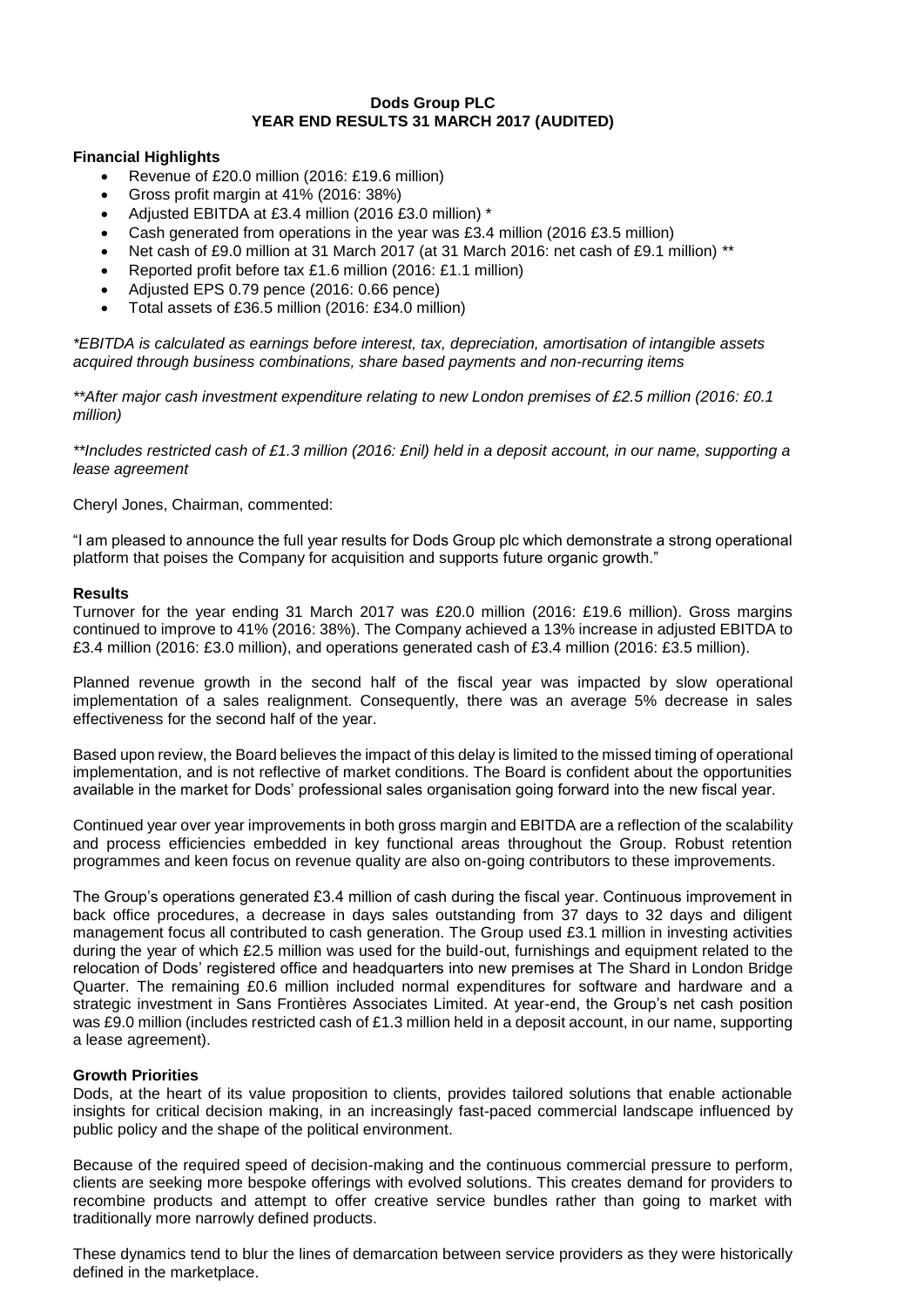# Dods Group PLC
## YEAR END RESULTS 31 MARCH 2017 (AUDITED)

### Financial Highlights

- Revenue of £20.0 million (2016: £19.6 million)
- Gross profit margin at 41% (2016: 38%)
- Adjusted EBITDA at £3.4 million (2016 £3.0 million) *
- Cash generated from operations in the year was £3.4 million (2016 £3.5 million)
- Net cash of £9.0 million at 31 March 2017 (at 31 March 2016: net cash of £9.1 million) **
- Reported profit before tax £1.6 million (2016: £1.1 million)
- Adjusted EPS 0.79 pence (2016: 0.66 pence)
- Total assets of £36.5 million (2016: £34.0 million)

*\*EBITDA is calculated as earnings before interest, tax, depreciation, amortisation of intangible assets acquired through business combinations, share based payments and non-recurring items*

*\*\*After major cash investment expenditure relating to new London premises of £2.5 million (2016: £0.1 million)*

*\*\*Includes restricted cash of £1.3 million (2016: £nil) held in a deposit account, in our name, supporting a lease agreement*

Cheryl Jones, Chairman, commented:

"I am pleased to announce the full year results for Dods Group plc which demonstrate a strong operational platform that poises the Company for acquisition and supports future organic growth."

### Results

Turnover for the year ending 31 March 2017 was £20.0 million (2016: £19.6 million). Gross margins continued to improve to 41% (2016: 38%). The Company achieved a 13% increase in adjusted EBITDA to £3.4 million (2016: £3.0 million), and operations generated cash of £3.4 million (2016: £3.5 million).

Planned revenue growth in the second half of the fiscal year was impacted by slow operational implementation of a sales realignment. Consequently, there was an average 5% decrease in sales effectiveness for the second half of the year.

Based upon review, the Board believes the impact of this delay is limited to the missed timing of operational implementation, and is not reflective of market conditions. The Board is confident about the opportunities available in the market for Dods' professional sales organisation going forward into the new fiscal year.

Continued year over year improvements in both gross margin and EBITDA are a reflection of the scalability and process efficiencies embedded in key functional areas throughout the Group. Robust retention programmes and keen focus on revenue quality are also on-going contributors to these improvements.

The Group's operations generated £3.4 million of cash during the fiscal year. Continuous improvement in back office procedures, a decrease in days sales outstanding from 37 days to 32 days and diligent management focus all contributed to cash generation. The Group used £3.1 million in investing activities during the year of which £2.5 million was used for the build-out, furnishings and equipment related to the relocation of Dods' registered office and headquarters into new premises at The Shard in London Bridge Quarter. The remaining £0.6 million included normal expenditures for software and hardware and a strategic investment in Sans Frontières Associates Limited. At year-end, the Group's net cash position was £9.0 million (includes restricted cash of £1.3 million held in a deposit account, in our name, supporting a lease agreement).

### Growth Priorities

Dods, at the heart of its value proposition to clients, provides tailored solutions that enable actionable insights for critical decision making, in an increasingly fast-paced commercial landscape influenced by public policy and the shape of the political environment.

Because of the required speed of decision-making and the continuous commercial pressure to perform, clients are seeking more bespoke offerings with evolved solutions. This creates demand for providers to recombine products and attempt to offer creative service bundles rather than going to market with traditionally more narrowly defined products.

These dynamics tend to blur the lines of demarcation between service providers as they were historically defined in the marketplace.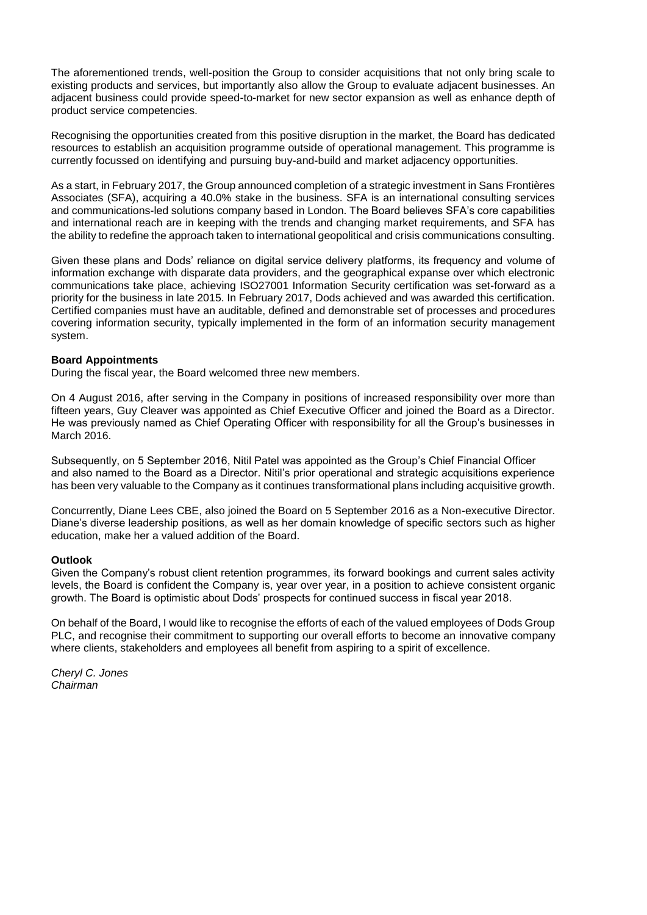The aforementioned trends, well-position the Group to consider acquisitions that not only bring scale to existing products and services, but importantly also allow the Group to evaluate adjacent businesses. An adjacent business could provide speed-to-market for new sector expansion as well as enhance depth of product service competencies.

Recognising the opportunities created from this positive disruption in the market, the Board has dedicated resources to establish an acquisition programme outside of operational management. This programme is currently focussed on identifying and pursuing buy-and-build and market adjacency opportunities.

As a start, in February 2017, the Group announced completion of a strategic investment in Sans Frontières Associates (SFA), acquiring a 40.0% stake in the business. SFA is an international consulting services and communications-led solutions company based in London. The Board believes SFA's core capabilities and international reach are in keeping with the trends and changing market requirements, and SFA has the ability to redefine the approach taken to international geopolitical and crisis communications consulting.

Given these plans and Dods' reliance on digital service delivery platforms, its frequency and volume of information exchange with disparate data providers, and the geographical expanse over which electronic communications take place, achieving ISO27001 Information Security certification was set-forward as a priority for the business in late 2015. In February 2017, Dods achieved and was awarded this certification. Certified companies must have an auditable, defined and demonstrable set of processes and procedures covering information security, typically implemented in the form of an information security management system.

**Board Appointments**

During the fiscal year, the Board welcomed three new members.

On 4 August 2016, after serving in the Company in positions of increased responsibility over more than fifteen years, Guy Cleaver was appointed as Chief Executive Officer and joined the Board as a Director. He was previously named as Chief Operating Officer with responsibility for all the Group's businesses in March 2016.

Subsequently, on 5 September 2016, Nitil Patel was appointed as the Group's Chief Financial Officer and also named to the Board as a Director. Nitil's prior operational and strategic acquisitions experience has been very valuable to the Company as it continues transformational plans including acquisitive growth.

Concurrently, Diane Lees CBE, also joined the Board on 5 September 2016 as a Non-executive Director. Diane's diverse leadership positions, as well as her domain knowledge of specific sectors such as higher education, make her a valued addition of the Board.

**Outlook**

Given the Company's robust client retention programmes, its forward bookings and current sales activity levels, the Board is confident the Company is, year over year, in a position to achieve consistent organic growth. The Board is optimistic about Dods' prospects for continued success in fiscal year 2018.

On behalf of the Board, I would like to recognise the efforts of each of the valued employees of Dods Group PLC, and recognise their commitment to supporting our overall efforts to become an innovative company where clients, stakeholders and employees all benefit from aspiring to a spirit of excellence.

*Cheryl C. Jones*
*Chairman*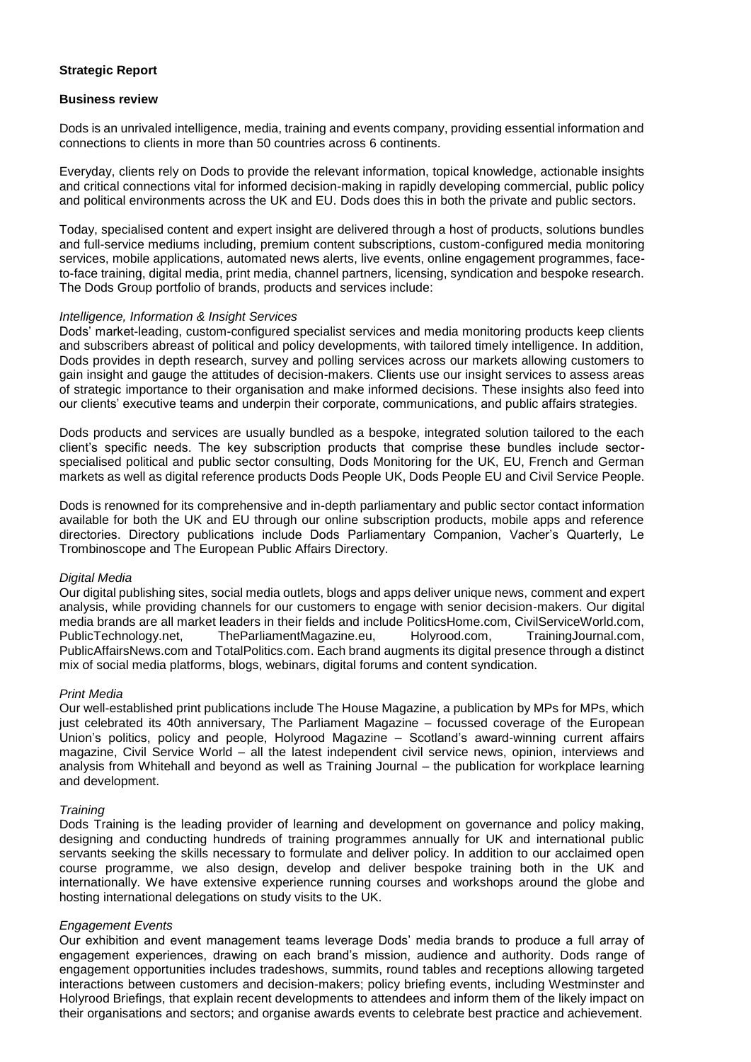**Strategic Report**

**Business review**

Dods is an unrivaled intelligence, media, training and events company, providing essential information and connections to clients in more than 50 countries across 6 continents.

Everyday, clients rely on Dods to provide the relevant information, topical knowledge, actionable insights and critical connections vital for informed decision-making in rapidly developing commercial, public policy and political environments across the UK and EU. Dods does this in both the private and public sectors.

Today, specialised content and expert insight are delivered through a host of products, solutions bundles and full-service mediums including, premium content subscriptions, custom-configured media monitoring services, mobile applications, automated news alerts, live events, online engagement programmes, face-to-face training, digital media, print media, channel partners, licensing, syndication and bespoke research. The Dods Group portfolio of brands, products and services include:

*Intelligence, Information & Insight Services*
Dods' market-leading, custom-configured specialist services and media monitoring products keep clients and subscribers abreast of political and policy developments, with tailored timely intelligence. In addition, Dods provides in depth research, survey and polling services across our markets allowing customers to gain insight and gauge the attitudes of decision-makers. Clients use our insight services to assess areas of strategic importance to their organisation and make informed decisions. These insights also feed into our clients' executive teams and underpin their corporate, communications, and public affairs strategies.

Dods products and services are usually bundled as a bespoke, integrated solution tailored to the each client's specific needs. The key subscription products that comprise these bundles include sector-specialised political and public sector consulting, Dods Monitoring for the UK, EU, French and German markets as well as digital reference products Dods People UK, Dods People EU and Civil Service People.

Dods is renowned for its comprehensive and in-depth parliamentary and public sector contact information available for both the UK and EU through our online subscription products, mobile apps and reference directories. Directory publications include Dods Parliamentary Companion, Vacher's Quarterly, Le Trombinoscope and The European Public Affairs Directory.

*Digital Media*
Our digital publishing sites, social media outlets, blogs and apps deliver unique news, comment and expert analysis, while providing channels for our customers to engage with senior decision-makers. Our digital media brands are all market leaders in their fields and include PoliticsHome.com, CivilServiceWorld.com, PublicTechnology.net, TheParliamentMagazine.eu, Holyrood.com, TrainingJournal.com, PublicAffairsNews.com and TotalPolitics.com. Each brand augments its digital presence through a distinct mix of social media platforms, blogs, webinars, digital forums and content syndication.

*Print Media*
Our well-established print publications include The House Magazine, a publication by MPs for MPs, which just celebrated its 40th anniversary, The Parliament Magazine – focussed coverage of the European Union's politics, policy and people, Holyrood Magazine – Scotland's award-winning current affairs magazine, Civil Service World – all the latest independent civil service news, opinion, interviews and analysis from Whitehall and beyond as well as Training Journal – the publication for workplace learning and development.

*Training*
Dods Training is the leading provider of learning and development on governance and policy making, designing and conducting hundreds of training programmes annually for UK and international public servants seeking the skills necessary to formulate and deliver policy. In addition to our acclaimed open course programme, we also design, develop and deliver bespoke training both in the UK and internationally. We have extensive experience running courses and workshops around the globe and hosting international delegations on study visits to the UK.

*Engagement Events*
Our exhibition and event management teams leverage Dods' media brands to produce a full array of engagement experiences, drawing on each brand's mission, audience and authority. Dods range of engagement opportunities includes tradeshows, summits, round tables and receptions allowing targeted interactions between customers and decision-makers; policy briefing events, including Westminster and Holyrood Briefings, that explain recent developments to attendees and inform them of the likely impact on their organisations and sectors; and organise awards events to celebrate best practice and achievement.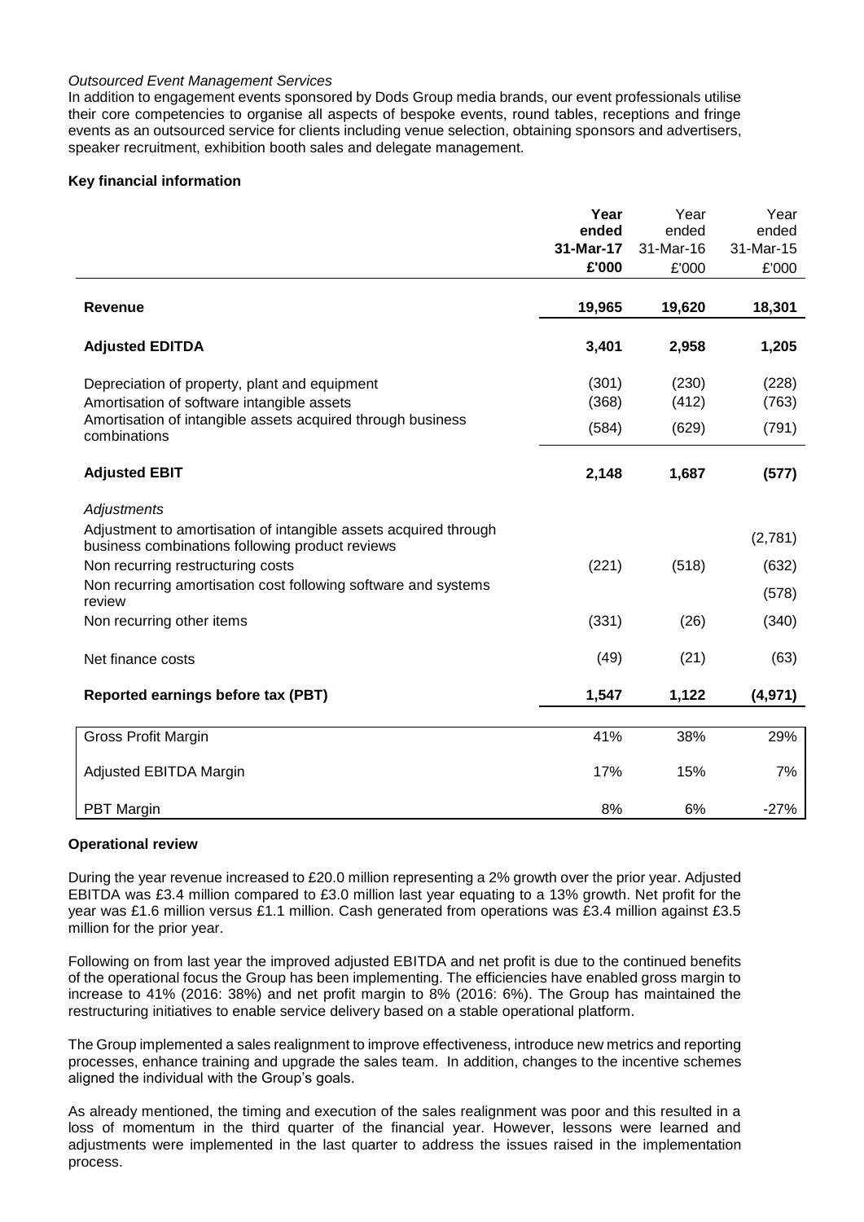*Outsourced Event Management Services*

In addition to engagement events sponsored by Dods Group media brands, our event professionals utilise their core competencies to organise all aspects of bespoke events, round tables, receptions and fringe events as an outsourced service for clients including venue selection, obtaining sponsors and advertisers, speaker recruitment, exhibition booth sales and delegate management.

**Key financial information**

| | **Year ended 31-Mar-17 £'000** | Year ended 31-Mar-16 £'000 | Year ended 31-Mar-15 £'000 |
|---|---|---|---|
| **Revenue** | **19,965** | **19,620** | **18,301** |
| **Adjusted EDITDA** | **3,401** | **2,958** | **1,205** |
| Depreciation of property, plant and equipment | (301) | (230) | (228) |
| Amortisation of software intangible assets | (368) | (412) | (763) |
| Amortisation of intangible assets acquired through business combinations | (584) | (629) | (791) |
| **Adjusted EBIT** | **2,148** | **1,687** | **(577)** |
| *Adjustments* | | | |
| Adjustment to amortisation of intangible assets acquired through business combinations following product reviews | | | (2,781) |
| Non recurring restructuring costs | (221) | (518) | (632) |
| Non recurring amortisation cost following software and systems review | | | (578) |
| Non recurring other items | (331) | (26) | (340) |
| Net finance costs | (49) | (21) | (63) |
| **Reported earnings before tax (PBT)** | **1,547** | **1,122** | **(4,971)** |
| Gross Profit Margin | 41% | 38% | 29% |
| Adjusted EBITDA Margin | 17% | 15% | 7% |
| PBT Margin | 8% | 6% | -27% |

**Operational review**

During the year revenue increased to £20.0 million representing a 2% growth over the prior year. Adjusted EBITDA was £3.4 million compared to £3.0 million last year equating to a 13% growth. Net profit for the year was £1.6 million versus £1.1 million. Cash generated from operations was £3.4 million against £3.5 million for the prior year.

Following on from last year the improved adjusted EBITDA and net profit is due to the continued benefits of the operational focus the Group has been implementing. The efficiencies have enabled gross margin to increase to 41% (2016: 38%) and net profit margin to 8% (2016: 6%). The Group has maintained the restructuring initiatives to enable service delivery based on a stable operational platform.

The Group implemented a sales realignment to improve effectiveness, introduce new metrics and reporting processes, enhance training and upgrade the sales team. In addition, changes to the incentive schemes aligned the individual with the Group's goals.

As already mentioned, the timing and execution of the sales realignment was poor and this resulted in a loss of momentum in the third quarter of the financial year. However, lessons were learned and adjustments were implemented in the last quarter to address the issues raised in the implementation process.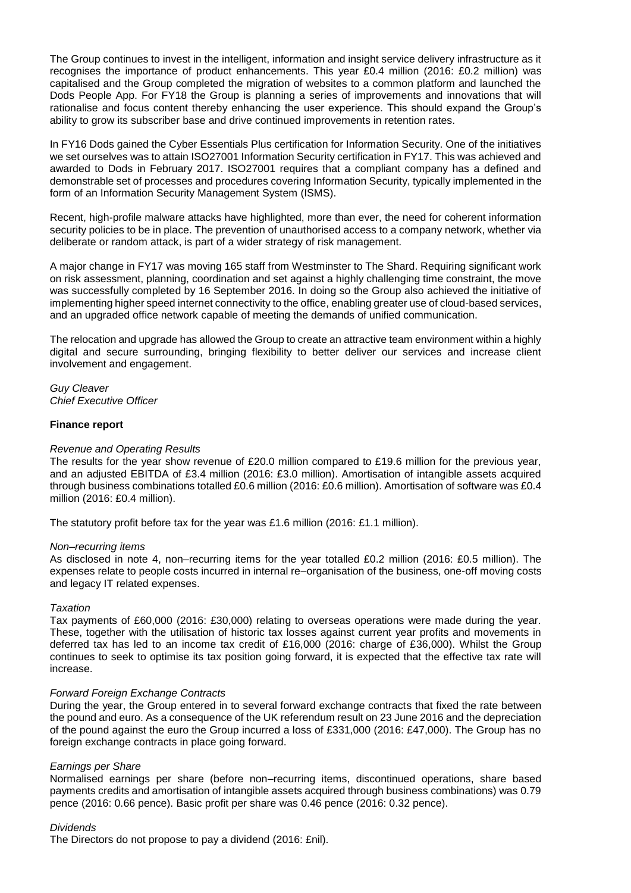The Group continues to invest in the intelligent, information and insight service delivery infrastructure as it recognises the importance of product enhancements. This year £0.4 million (2016: £0.2 million) was capitalised and the Group completed the migration of websites to a common platform and launched the Dods People App. For FY18 the Group is planning a series of improvements and innovations that will rationalise and focus content thereby enhancing the user experience. This should expand the Group's ability to grow its subscriber base and drive continued improvements in retention rates.

In FY16 Dods gained the Cyber Essentials Plus certification for Information Security. One of the initiatives we set ourselves was to attain ISO27001 Information Security certification in FY17. This was achieved and awarded to Dods in February 2017. ISO27001 requires that a compliant company has a defined and demonstrable set of processes and procedures covering Information Security, typically implemented in the form of an Information Security Management System (ISMS).

Recent, high-profile malware attacks have highlighted, more than ever, the need for coherent information security policies to be in place. The prevention of unauthorised access to a company network, whether via deliberate or random attack, is part of a wider strategy of risk management.

A major change in FY17 was moving 165 staff from Westminster to The Shard. Requiring significant work on risk assessment, planning, coordination and set against a highly challenging time constraint, the move was successfully completed by 16 September 2016. In doing so the Group also achieved the initiative of implementing higher speed internet connectivity to the office, enabling greater use of cloud-based services, and an upgraded office network capable of meeting the demands of unified communication.

The relocation and upgrade has allowed the Group to create an attractive team environment within a highly digital and secure surrounding, bringing flexibility to better deliver our services and increase client involvement and engagement.

*Guy Cleaver*
*Chief Executive Officer*

**Finance report**

*Revenue and Operating Results*

The results for the year show revenue of £20.0 million compared to £19.6 million for the previous year, and an adjusted EBITDA of £3.4 million (2016: £3.0 million). Amortisation of intangible assets acquired through business combinations totalled £0.6 million (2016: £0.6 million). Amortisation of software was £0.4 million (2016: £0.4 million).

The statutory profit before tax for the year was £1.6 million (2016: £1.1 million).

*Non–recurring items*

As disclosed in note 4, non–recurring items for the year totalled £0.2 million (2016: £0.5 million). The expenses relate to people costs incurred in internal re–organisation of the business, one-off moving costs and legacy IT related expenses.

*Taxation*

Tax payments of £60,000 (2016: £30,000) relating to overseas operations were made during the year. These, together with the utilisation of historic tax losses against current year profits and movements in deferred tax has led to an income tax credit of £16,000 (2016: charge of £36,000). Whilst the Group continues to seek to optimise its tax position going forward, it is expected that the effective tax rate will increase.

*Forward Foreign Exchange Contracts*

During the year, the Group entered in to several forward exchange contracts that fixed the rate between the pound and euro. As a consequence of the UK referendum result on 23 June 2016 and the depreciation of the pound against the euro the Group incurred a loss of £331,000 (2016: £47,000). The Group has no foreign exchange contracts in place going forward.

*Earnings per Share*

Normalised earnings per share (before non–recurring items, discontinued operations, share based payments credits and amortisation of intangible assets acquired through business combinations) was 0.79 pence (2016: 0.66 pence). Basic profit per share was 0.46 pence (2016: 0.32 pence).

*Dividends*

The Directors do not propose to pay a dividend (2016: £nil).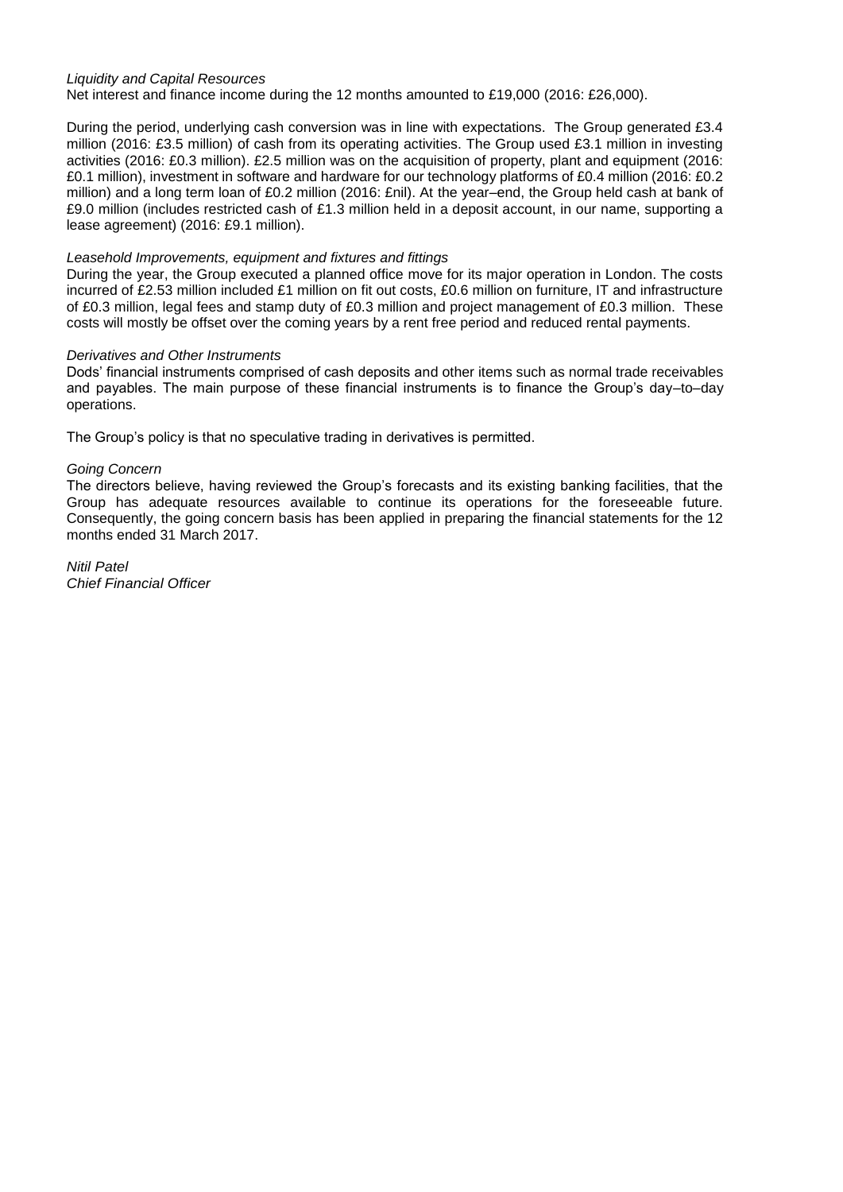*Liquidity and Capital Resources*

Net interest and finance income during the 12 months amounted to £19,000 (2016: £26,000).

During the period, underlying cash conversion was in line with expectations. The Group generated £3.4 million (2016: £3.5 million) of cash from its operating activities. The Group used £3.1 million in investing activities (2016: £0.3 million). £2.5 million was on the acquisition of property, plant and equipment (2016: £0.1 million), investment in software and hardware for our technology platforms of £0.4 million (2016: £0.2 million) and a long term loan of £0.2 million (2016: £nil). At the year–end, the Group held cash at bank of £9.0 million (includes restricted cash of £1.3 million held in a deposit account, in our name, supporting a lease agreement) (2016: £9.1 million).

*Leasehold Improvements, equipment and fixtures and fittings*

During the year, the Group executed a planned office move for its major operation in London. The costs incurred of £2.53 million included £1 million on fit out costs, £0.6 million on furniture, IT and infrastructure of £0.3 million, legal fees and stamp duty of £0.3 million and project management of £0.3 million. These costs will mostly be offset over the coming years by a rent free period and reduced rental payments.

*Derivatives and Other Instruments*

Dods' financial instruments comprised of cash deposits and other items such as normal trade receivables and payables. The main purpose of these financial instruments is to finance the Group's day–to–day operations.

The Group's policy is that no speculative trading in derivatives is permitted.

*Going Concern*

The directors believe, having reviewed the Group's forecasts and its existing banking facilities, that the Group has adequate resources available to continue its operations for the foreseeable future. Consequently, the going concern basis has been applied in preparing the financial statements for the 12 months ended 31 March 2017.

*Nitil Patel*
*Chief Financial Officer*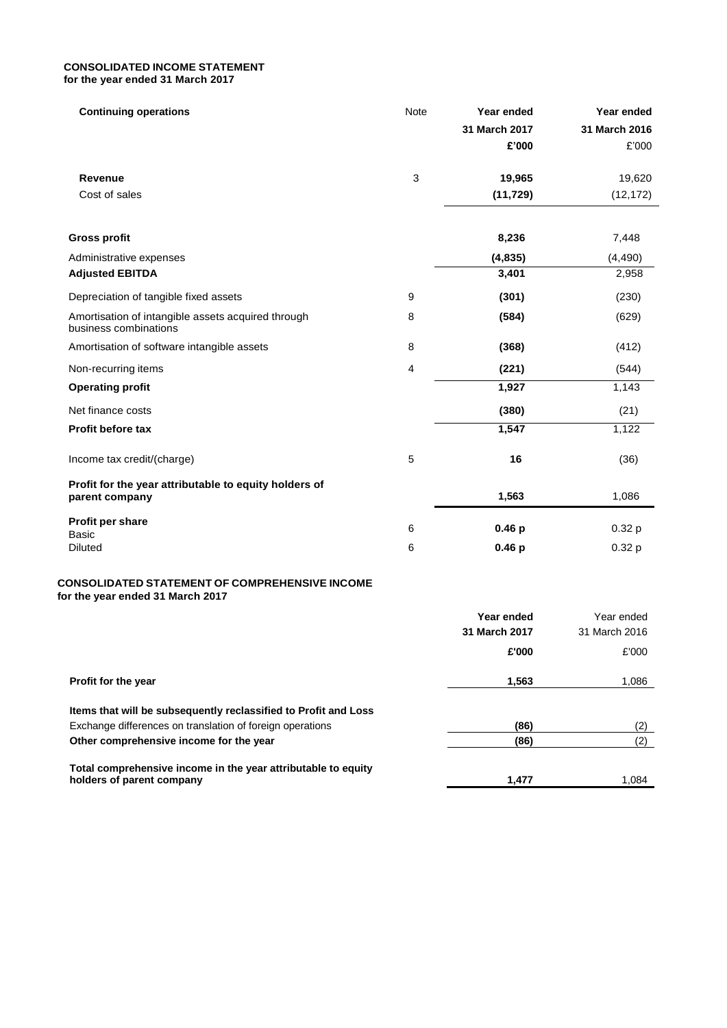## CONSOLIDATED INCOME STATEMENT
**for the year ended 31 March 2017**

| **Continuing operations** | Note | **Year ended 31 March 2017 £'000** | **Year ended 31 March 2016** £'000 |
|---|---|---|---|
| **Revenue** | 3 | **19,965** | 19,620 |
| Cost of sales | | **(11,729)** | (12,172) |
| **Gross profit** | | **8,236** | 7,448 |
| Administrative expenses | | **(4,835)** | (4,490) |
| **Adjusted EBITDA** | | **3,401** | 2,958 |
| Depreciation of tangible fixed assets | 9 | **(301)** | (230) |
| Amortisation of intangible assets acquired through business combinations | 8 | **(584)** | (629) |
| Amortisation of software intangible assets | 8 | **(368)** | (412) |
| Non-recurring items | 4 | **(221)** | (544) |
| **Operating profit** | | **1,927** | 1,143 |
| Net finance costs | | **(380)** | (21) |
| **Profit before tax** | | **1,547** | 1,122 |
| Income tax credit/(charge) | 5 | **16** | (36) |
| **Profit for the year attributable to equity holders of parent company** | | **1,563** | 1,086 |
| **Profit per share** | | | |
| Basic | 6 | **0.46 p** | 0.32 p |
| Diluted | 6 | **0.46 p** | 0.32 p |

## CONSOLIDATED STATEMENT OF COMPREHENSIVE INCOME
**for the year ended 31 March 2017**

| | **Year ended 31 March 2017 £'000** | Year ended 31 March 2016 £'000 |
|---|---|---|
| **Profit for the year** | **1,563** | 1,086 |
| **Items that will be subsequently reclassified to Profit and Loss** | | |
| Exchange differences on translation of foreign operations | **(86)** | (2) |
| **Other comprehensive income for the year** | **(86)** | (2) |
| **Total comprehensive income in the year attributable to equity holders of parent company** | **1,477** | 1,084 |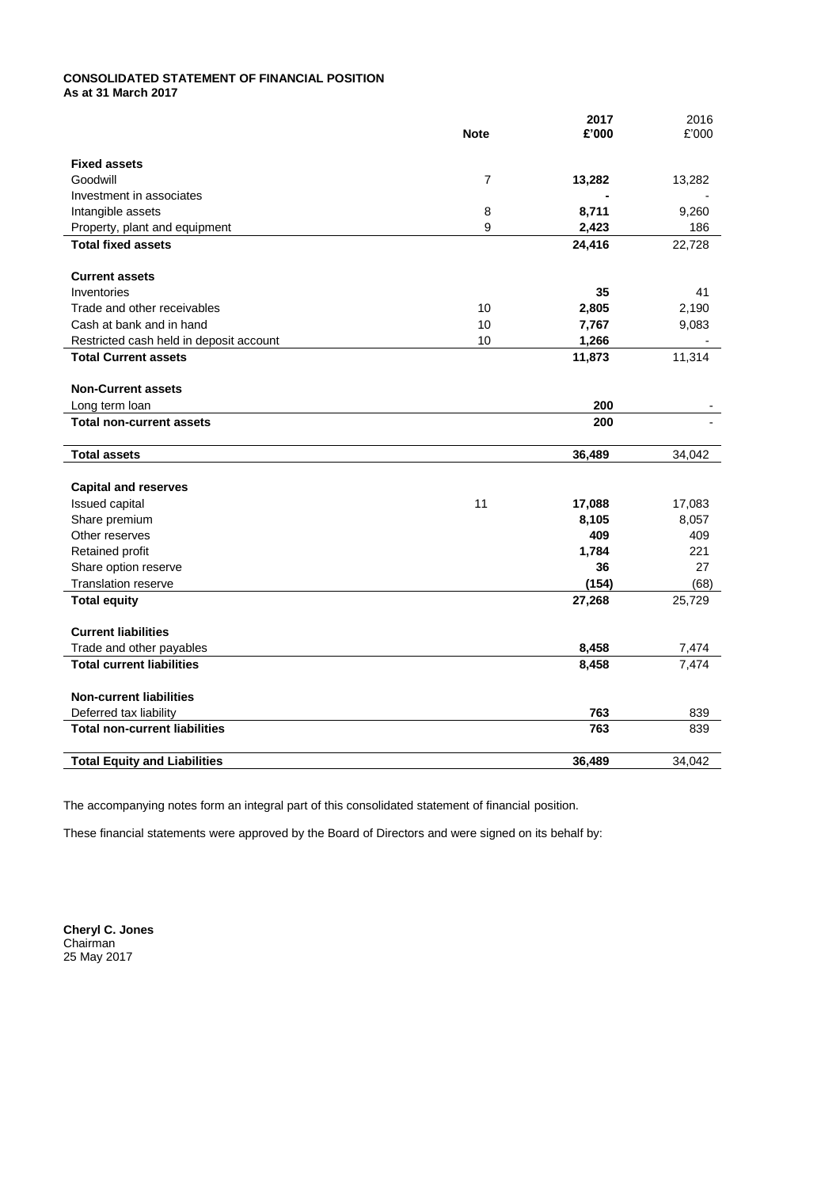**CONSOLIDATED STATEMENT OF FINANCIAL POSITION**
**As at 31 March 2017**

| | Note | 2017 £'000 | 2016 £'000 |
|---|---|---|---|
| **Fixed assets** | | | |
| Goodwill | 7 | **13,282** | 13,282 |
| Investment in associates | | **-** | - |
| Intangible assets | 8 | **8,711** | 9,260 |
| Property, plant and equipment | 9 | **2,423** | 186 |
| **Total fixed assets** | | **24,416** | 22,728 |
| **Current assets** | | | |
| Inventories | | **35** | 41 |
| Trade and other receivables | 10 | **2,805** | 2,190 |
| Cash at bank and in hand | 10 | **7,767** | 9,083 |
| Restricted cash held in deposit account | 10 | **1,266** | - |
| **Total Current assets** | | **11,873** | 11,314 |
| **Non-Current assets** | | | |
| Long term loan | | **200** | - |
| **Total non-current assets** | | **200** | - |
| **Total assets** | | **36,489** | 34,042 |
| **Capital and reserves** | | | |
| Issued capital | 11 | **17,088** | 17,083 |
| Share premium | | **8,105** | 8,057 |
| Other reserves | | **409** | 409 |
| Retained profit | | **1,784** | 221 |
| Share option reserve | | **36** | 27 |
| Translation reserve | | **(154)** | (68) |
| **Total equity** | | **27,268** | 25,729 |
| **Current liabilities** | | | |
| Trade and other payables | | **8,458** | 7,474 |
| **Total current liabilities** | | **8,458** | 7,474 |
| **Non-current liabilities** | | | |
| Deferred tax liability | | **763** | 839 |
| **Total non-current liabilities** | | **763** | 839 |
| **Total Equity and Liabilities** | | **36,489** | 34,042 |

The accompanying notes form an integral part of this consolidated statement of financial position.

These financial statements were approved by the Board of Directors and were signed on its behalf by:

**Cheryl C. Jones**
Chairman
25 May 2017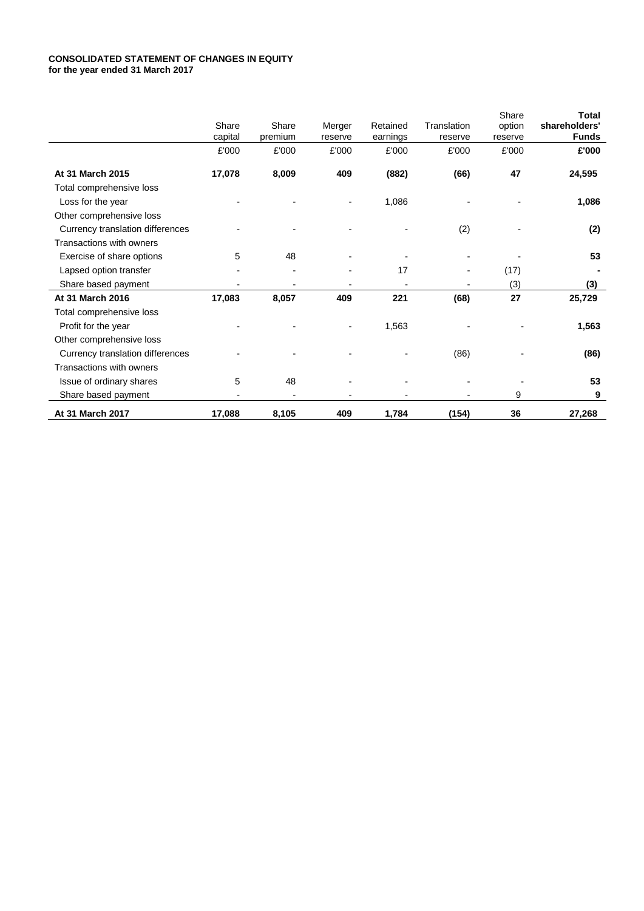**CONSOLIDATED STATEMENT OF CHANGES IN EQUITY**
**for the year ended 31 March 2017**

| | Share capital | Share premium | Merger reserve | Retained earnings | Translation reserve | Share option reserve | **Total shareholders' Funds** |
|---|---|---|---|---|---|---|---|
| | £'000 | £'000 | £'000 | £'000 | £'000 | £'000 | **£'000** |
| **At 31 March 2015** | **17,078** | **8,009** | **409** | **(882)** | **(66)** | **47** | **24,595** |
| Total comprehensive loss | | | | | | | |
| Loss for the year | - | - | - | 1,086 | - | - | **1,086** |
| Other comprehensive loss | | | | | | | |
| Currency translation differences | - | - | - | - | (2) | - | **(2)** |
| Transactions with owners | | | | | | | |
| Exercise of share options | 5 | 48 | - | - | - | - | **53** |
| Lapsed option transfer | - | - | - | 17 | - | (17) | **-** |
| Share based payment | - | - | - | - | - | (3) | **(3)** |
| **At 31 March 2016** | **17,083** | **8,057** | **409** | **221** | **(68)** | **27** | **25,729** |
| Total comprehensive loss | | | | | | | |
| Profit for the year | - | - | - | 1,563 | - | - | **1,563** |
| Other comprehensive loss | | | | | | | |
| Currency translation differences | - | - | - | - | (86) | - | **(86)** |
| Transactions with owners | | | | | | | |
| Issue of ordinary shares | 5 | 48 | - | - | - | - | **53** |
| Share based payment | - | - | - | - | - | 9 | **9** |
| **At 31 March 2017** | **17,088** | **8,105** | **409** | **1,784** | **(154)** | **36** | **27,268** |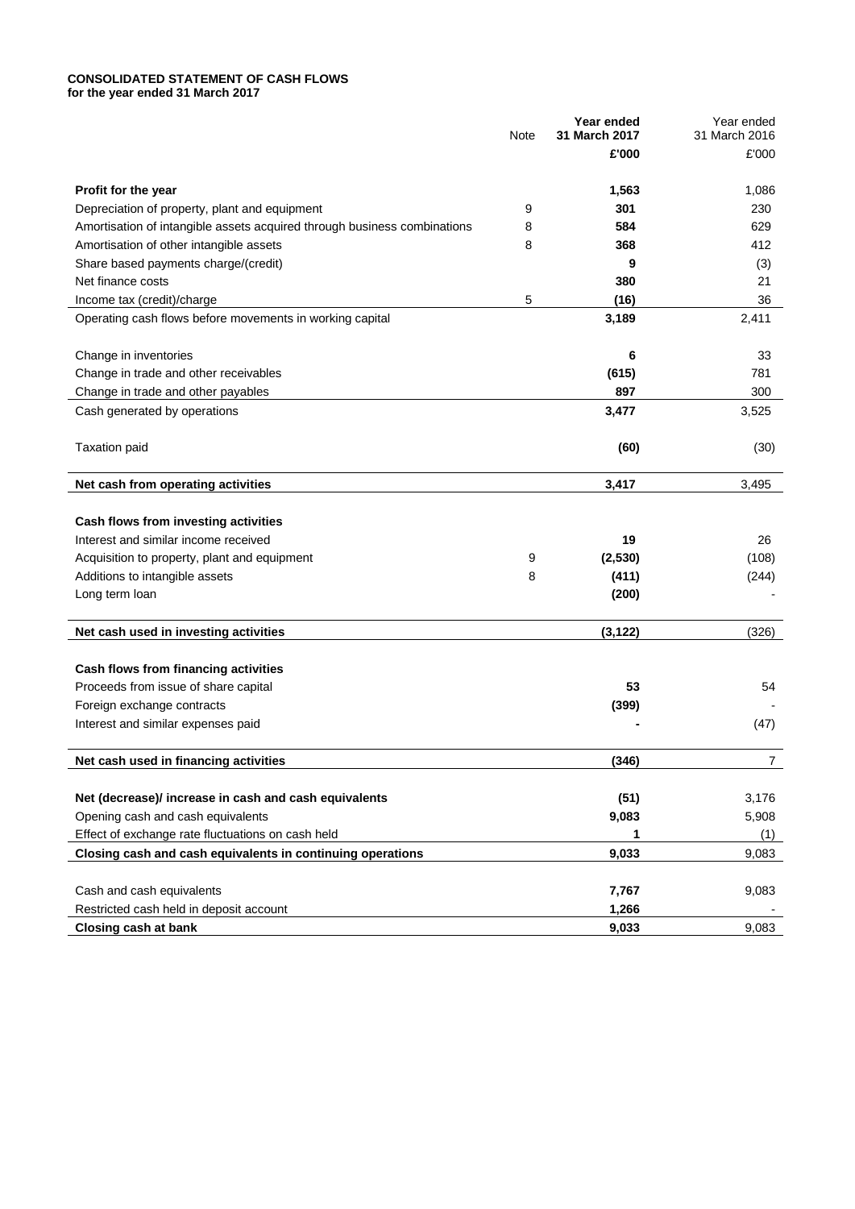**CONSOLIDATED STATEMENT OF CASH FLOWS**
**for the year ended 31 March 2017**

| | Note | Year ended 31 March 2017 | Year ended 31 March 2016 |
|---|---|---|---|
| | | **£'000** | £'000 |
| **Profit for the year** | | **1,563** | 1,086 |
| Depreciation of property, plant and equipment | 9 | **301** | 230 |
| Amortisation of intangible assets acquired through business combinations | 8 | **584** | 629 |
| Amortisation of other intangible assets | 8 | **368** | 412 |
| Share based payments charge/(credit) | | **9** | (3) |
| Net finance costs | | **380** | 21 |
| Income tax (credit)/charge | 5 | **(16)** | 36 |
| Operating cash flows before movements in working capital | | **3,189** | 2,411 |
| Change in inventories | | **6** | 33 |
| Change in trade and other receivables | | **(615)** | 781 |
| Change in trade and other payables | | **897** | 300 |
| Cash generated by operations | | **3,477** | 3,525 |
| Taxation paid | | **(60)** | (30) |
| **Net cash from operating activities** | | **3,417** | 3,495 |
| **Cash flows from investing activities** | | | |
| Interest and similar income received | | **19** | 26 |
| Acquisition to property, plant and equipment | 9 | **(2,530)** | (108) |
| Additions to intangible assets | 8 | **(411)** | (244) |
| Long term loan | | **(200)** | - |
| **Net cash used in investing activities** | | **(3,122)** | (326) |
| **Cash flows from financing activities** | | | |
| Proceeds from issue of share capital | | **53** | 54 |
| Foreign exchange contracts | | **(399)** | - |
| Interest and similar expenses paid | | **-** | (47) |
| **Net cash used in financing activities** | | **(346)** | 7 |
| **Net (decrease)/ increase in cash and cash equivalents** | | **(51)** | 3,176 |
| Opening cash and cash equivalents | | **9,083** | 5,908 |
| Effect of exchange rate fluctuations on cash held | | **1** | (1) |
| **Closing cash and cash equivalents in continuing operations** | | **9,033** | 9,083 |
| Cash and cash equivalents | | **7,767** | 9,083 |
| Restricted cash held in deposit account | | **1,266** | - |
| **Closing cash at bank** | | **9,033** | 9,083 |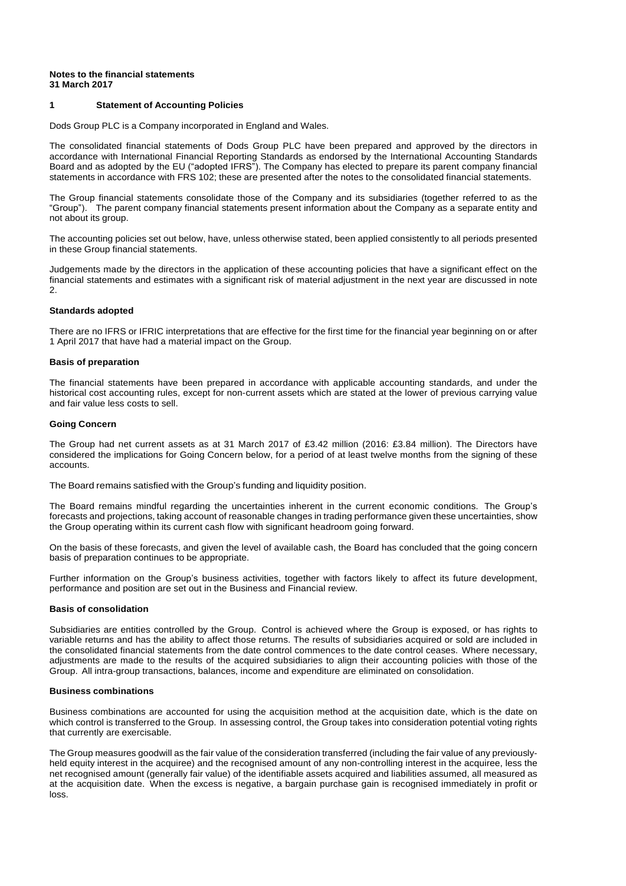**Notes to the financial statements**
**31 March 2017**

## 1 Statement of Accounting Policies

Dods Group PLC is a Company incorporated in England and Wales.

The consolidated financial statements of Dods Group PLC have been prepared and approved by the directors in accordance with International Financial Reporting Standards as endorsed by the International Accounting Standards Board and as adopted by the EU ("adopted IFRS"). The Company has elected to prepare its parent company financial statements in accordance with FRS 102; these are presented after the notes to the consolidated financial statements.

The Group financial statements consolidate those of the Company and its subsidiaries (together referred to as the "Group"). The parent company financial statements present information about the Company as a separate entity and not about its group.

The accounting policies set out below, have, unless otherwise stated, been applied consistently to all periods presented in these Group financial statements.

Judgements made by the directors in the application of these accounting policies that have a significant effect on the financial statements and estimates with a significant risk of material adjustment in the next year are discussed in note 2.

### Standards adopted

There are no IFRS or IFRIC interpretations that are effective for the first time for the financial year beginning on or after 1 April 2017 that have had a material impact on the Group.

### Basis of preparation

The financial statements have been prepared in accordance with applicable accounting standards, and under the historical cost accounting rules, except for non-current assets which are stated at the lower of previous carrying value and fair value less costs to sell.

### Going Concern

The Group had net current assets as at 31 March 2017 of £3.42 million (2016: £3.84 million). The Directors have considered the implications for Going Concern below, for a period of at least twelve months from the signing of these accounts.

The Board remains satisfied with the Group's funding and liquidity position.

The Board remains mindful regarding the uncertainties inherent in the current economic conditions. The Group's forecasts and projections, taking account of reasonable changes in trading performance given these uncertainties, show the Group operating within its current cash flow with significant headroom going forward.

On the basis of these forecasts, and given the level of available cash, the Board has concluded that the going concern basis of preparation continues to be appropriate.

Further information on the Group's business activities, together with factors likely to affect its future development, performance and position are set out in the Business and Financial review.

### Basis of consolidation

Subsidiaries are entities controlled by the Group. Control is achieved where the Group is exposed, or has rights to variable returns and has the ability to affect those returns. The results of subsidiaries acquired or sold are included in the consolidated financial statements from the date control commences to the date control ceases. Where necessary, adjustments are made to the results of the acquired subsidiaries to align their accounting policies with those of the Group. All intra-group transactions, balances, income and expenditure are eliminated on consolidation.

### Business combinations

Business combinations are accounted for using the acquisition method at the acquisition date, which is the date on which control is transferred to the Group. In assessing control, the Group takes into consideration potential voting rights that currently are exercisable.

The Group measures goodwill as the fair value of the consideration transferred (including the fair value of any previously-held equity interest in the acquiree) and the recognised amount of any non-controlling interest in the acquiree, less the net recognised amount (generally fair value) of the identifiable assets acquired and liabilities assumed, all measured as at the acquisition date. When the excess is negative, a bargain purchase gain is recognised immediately in profit or loss.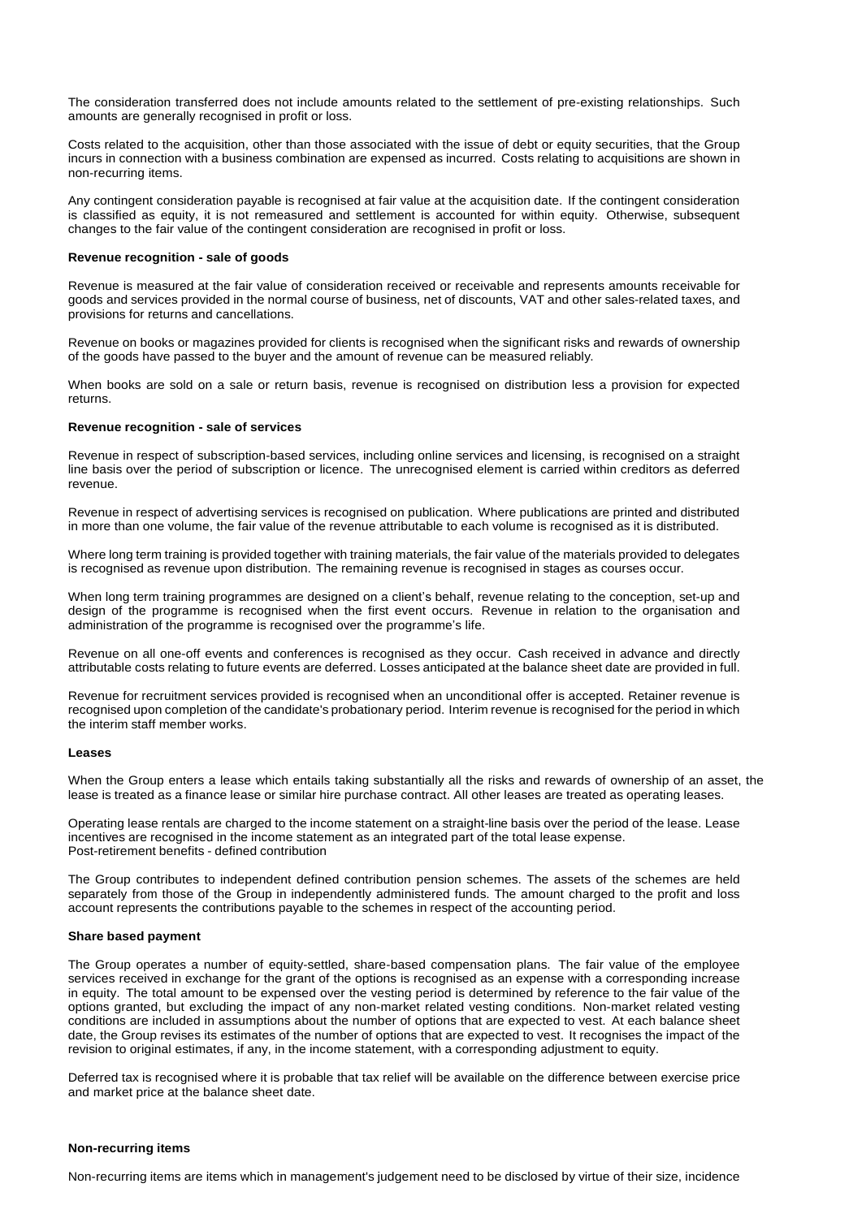The consideration transferred does not include amounts related to the settlement of pre-existing relationships. Such amounts are generally recognised in profit or loss.

Costs related to the acquisition, other than those associated with the issue of debt or equity securities, that the Group incurs in connection with a business combination are expensed as incurred. Costs relating to acquisitions are shown in non-recurring items.

Any contingent consideration payable is recognised at fair value at the acquisition date. If the contingent consideration is classified as equity, it is not remeasured and settlement is accounted for within equity. Otherwise, subsequent changes to the fair value of the contingent consideration are recognised in profit or loss.

**Revenue recognition - sale of goods**

Revenue is measured at the fair value of consideration received or receivable and represents amounts receivable for goods and services provided in the normal course of business, net of discounts, VAT and other sales-related taxes, and provisions for returns and cancellations.

Revenue on books or magazines provided for clients is recognised when the significant risks and rewards of ownership of the goods have passed to the buyer and the amount of revenue can be measured reliably.

When books are sold on a sale or return basis, revenue is recognised on distribution less a provision for expected returns.

**Revenue recognition - sale of services**

Revenue in respect of subscription-based services, including online services and licensing, is recognised on a straight line basis over the period of subscription or licence. The unrecognised element is carried within creditors as deferred revenue.

Revenue in respect of advertising services is recognised on publication. Where publications are printed and distributed in more than one volume, the fair value of the revenue attributable to each volume is recognised as it is distributed.

Where long term training is provided together with training materials, the fair value of the materials provided to delegates is recognised as revenue upon distribution. The remaining revenue is recognised in stages as courses occur.

When long term training programmes are designed on a client's behalf, revenue relating to the conception, set-up and design of the programme is recognised when the first event occurs. Revenue in relation to the organisation and administration of the programme is recognised over the programme's life.

Revenue on all one-off events and conferences is recognised as they occur. Cash received in advance and directly attributable costs relating to future events are deferred. Losses anticipated at the balance sheet date are provided in full.

Revenue for recruitment services provided is recognised when an unconditional offer is accepted. Retainer revenue is recognised upon completion of the candidate's probationary period. Interim revenue is recognised for the period in which the interim staff member works.

**Leases**

When the Group enters a lease which entails taking substantially all the risks and rewards of ownership of an asset, the lease is treated as a finance lease or similar hire purchase contract. All other leases are treated as operating leases.

Operating lease rentals are charged to the income statement on a straight-line basis over the period of the lease. Lease incentives are recognised in the income statement as an integrated part of the total lease expense.

Post-retirement benefits - defined contribution

The Group contributes to independent defined contribution pension schemes. The assets of the schemes are held separately from those of the Group in independently administered funds. The amount charged to the profit and loss account represents the contributions payable to the schemes in respect of the accounting period.

**Share based payment**

The Group operates a number of equity-settled, share-based compensation plans. The fair value of the employee services received in exchange for the grant of the options is recognised as an expense with a corresponding increase in equity. The total amount to be expensed over the vesting period is determined by reference to the fair value of the options granted, but excluding the impact of any non-market related vesting conditions. Non-market related vesting conditions are included in assumptions about the number of options that are expected to vest. At each balance sheet date, the Group revises its estimates of the number of options that are expected to vest. It recognises the impact of the revision to original estimates, if any, in the income statement, with a corresponding adjustment to equity.

Deferred tax is recognised where it is probable that tax relief will be available on the difference between exercise price and market price at the balance sheet date.

**Non-recurring items**

Non-recurring items are items which in management's judgement need to be disclosed by virtue of their size, incidence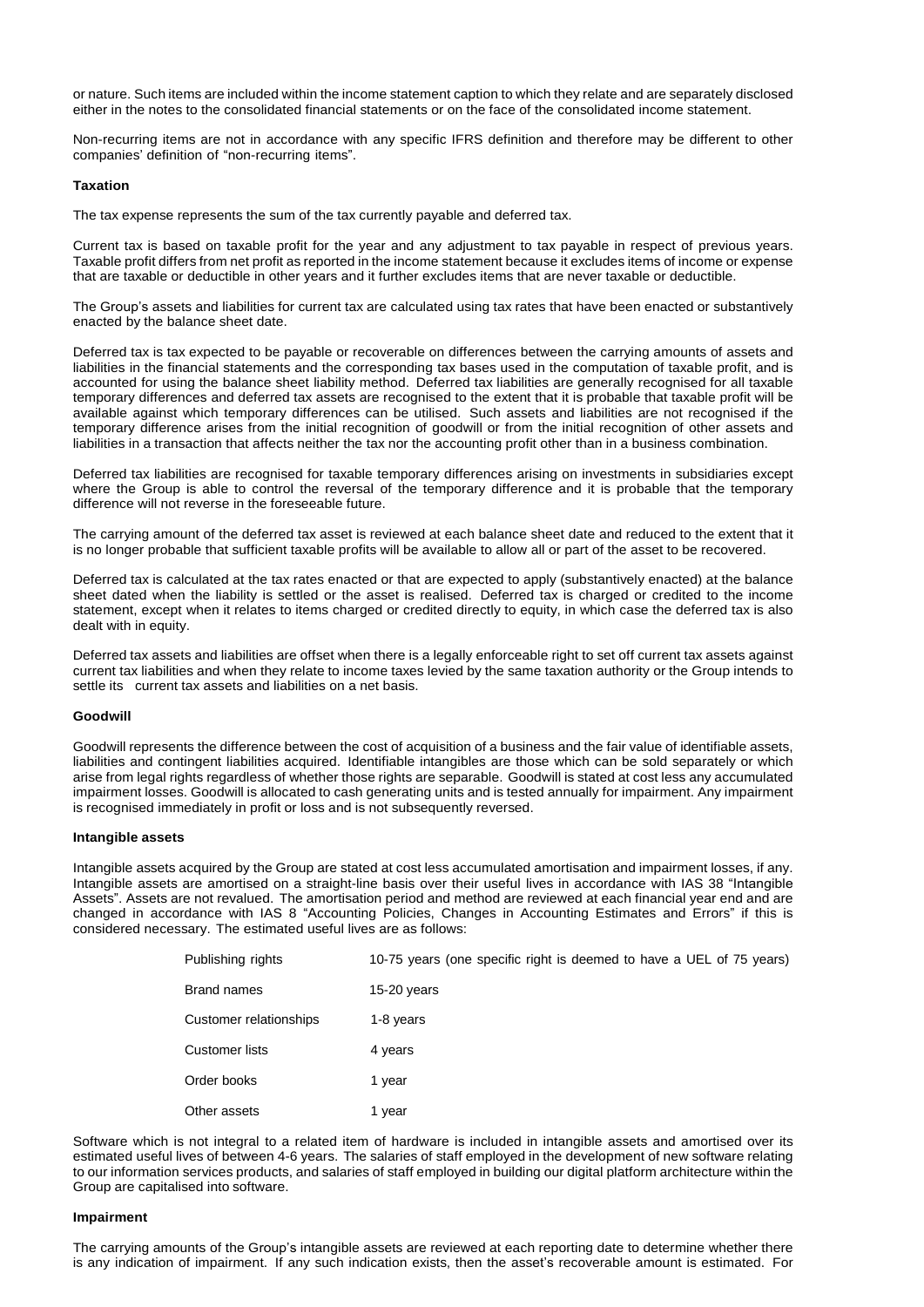or nature. Such items are included within the income statement caption to which they relate and are separately disclosed either in the notes to the consolidated financial statements or on the face of the consolidated income statement.

Non-recurring items are not in accordance with any specific IFRS definition and therefore may be different to other companies' definition of "non-recurring items".

**Taxation**

The tax expense represents the sum of the tax currently payable and deferred tax.

Current tax is based on taxable profit for the year and any adjustment to tax payable in respect of previous years. Taxable profit differs from net profit as reported in the income statement because it excludes items of income or expense that are taxable or deductible in other years and it further excludes items that are never taxable or deductible.

The Group's assets and liabilities for current tax are calculated using tax rates that have been enacted or substantively enacted by the balance sheet date.

Deferred tax is tax expected to be payable or recoverable on differences between the carrying amounts of assets and liabilities in the financial statements and the corresponding tax bases used in the computation of taxable profit, and is accounted for using the balance sheet liability method. Deferred tax liabilities are generally recognised for all taxable temporary differences and deferred tax assets are recognised to the extent that it is probable that taxable profit will be available against which temporary differences can be utilised. Such assets and liabilities are not recognised if the temporary difference arises from the initial recognition of goodwill or from the initial recognition of other assets and liabilities in a transaction that affects neither the tax nor the accounting profit other than in a business combination.

Deferred tax liabilities are recognised for taxable temporary differences arising on investments in subsidiaries except where the Group is able to control the reversal of the temporary difference and it is probable that the temporary difference will not reverse in the foreseeable future.

The carrying amount of the deferred tax asset is reviewed at each balance sheet date and reduced to the extent that it is no longer probable that sufficient taxable profits will be available to allow all or part of the asset to be recovered.

Deferred tax is calculated at the tax rates enacted or that are expected to apply (substantively enacted) at the balance sheet dated when the liability is settled or the asset is realised. Deferred tax is charged or credited to the income statement, except when it relates to items charged or credited directly to equity, in which case the deferred tax is also dealt with in equity.

Deferred tax assets and liabilities are offset when there is a legally enforceable right to set off current tax assets against current tax liabilities and when they relate to income taxes levied by the same taxation authority or the Group intends to settle its current tax assets and liabilities on a net basis.

**Goodwill**

Goodwill represents the difference between the cost of acquisition of a business and the fair value of identifiable assets, liabilities and contingent liabilities acquired. Identifiable intangibles are those which can be sold separately or which arise from legal rights regardless of whether those rights are separable. Goodwill is stated at cost less any accumulated impairment losses. Goodwill is allocated to cash generating units and is tested annually for impairment. Any impairment is recognised immediately in profit or loss and is not subsequently reversed.

**Intangible assets**

Intangible assets acquired by the Group are stated at cost less accumulated amortisation and impairment losses, if any. Intangible assets are amortised on a straight-line basis over their useful lives in accordance with IAS 38 "Intangible Assets". Assets are not revalued. The amortisation period and method are reviewed at each financial year end and are changed in accordance with IAS 8 "Accounting Policies, Changes in Accounting Estimates and Errors" if this is considered necessary. The estimated useful lives are as follows:

| | |
|---|---|
| Publishing rights | 10-75 years (one specific right is deemed to have a UEL of 75 years) |
| Brand names | 15-20 years |
| Customer relationships | 1-8 years |
| Customer lists | 4 years |
| Order books | 1 year |
| Other assets | 1 year |

Software which is not integral to a related item of hardware is included in intangible assets and amortised over its estimated useful lives of between 4-6 years. The salaries of staff employed in the development of new software relating to our information services products, and salaries of staff employed in building our digital platform architecture within the Group are capitalised into software.

**Impairment**

The carrying amounts of the Group's intangible assets are reviewed at each reporting date to determine whether there is any indication of impairment. If any such indication exists, then the asset's recoverable amount is estimated. For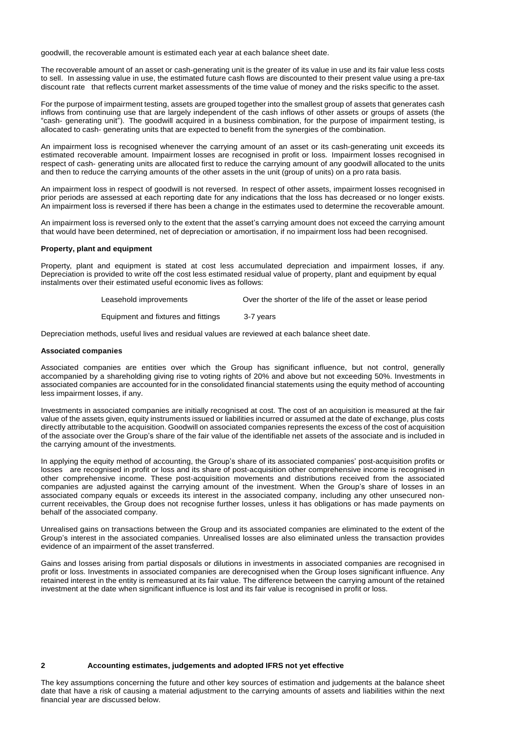goodwill, the recoverable amount is estimated each year at each balance sheet date.

The recoverable amount of an asset or cash-generating unit is the greater of its value in use and its fair value less costs to sell. In assessing value in use, the estimated future cash flows are discounted to their present value using a pre-tax discount rate that reflects current market assessments of the time value of money and the risks specific to the asset.

For the purpose of impairment testing, assets are grouped together into the smallest group of assets that generates cash inflows from continuing use that are largely independent of the cash inflows of other assets or groups of assets (the "cash- generating unit"). The goodwill acquired in a business combination, for the purpose of impairment testing, is allocated to cash- generating units that are expected to benefit from the synergies of the combination.

An impairment loss is recognised whenever the carrying amount of an asset or its cash-generating unit exceeds its estimated recoverable amount. Impairment losses are recognised in profit or loss. Impairment losses recognised in respect of cash- generating units are allocated first to reduce the carrying amount of any goodwill allocated to the units and then to reduce the carrying amounts of the other assets in the unit (group of units) on a pro rata basis.

An impairment loss in respect of goodwill is not reversed. In respect of other assets, impairment losses recognised in prior periods are assessed at each reporting date for any indications that the loss has decreased or no longer exists. An impairment loss is reversed if there has been a change in the estimates used to determine the recoverable amount.

An impairment loss is reversed only to the extent that the asset's carrying amount does not exceed the carrying amount that would have been determined, net of depreciation or amortisation, if no impairment loss had been recognised.

**Property, plant and equipment**

Property, plant and equipment is stated at cost less accumulated depreciation and impairment losses, if any. Depreciation is provided to write off the cost less estimated residual value of property, plant and equipment by equal instalments over their estimated useful economic lives as follows:

| | |
|---|---|
| Leasehold improvements | Over the shorter of the life of the asset or lease period |
| Equipment and fixtures and fittings | 3-7 years |

Depreciation methods, useful lives and residual values are reviewed at each balance sheet date.

**Associated companies**

Associated companies are entities over which the Group has significant influence, but not control, generally accompanied by a shareholding giving rise to voting rights of 20% and above but not exceeding 50%. Investments in associated companies are accounted for in the consolidated financial statements using the equity method of accounting less impairment losses, if any.

Investments in associated companies are initially recognised at cost. The cost of an acquisition is measured at the fair value of the assets given, equity instruments issued or liabilities incurred or assumed at the date of exchange, plus costs directly attributable to the acquisition. Goodwill on associated companies represents the excess of the cost of acquisition of the associate over the Group's share of the fair value of the identifiable net assets of the associate and is included in the carrying amount of the investments.

In applying the equity method of accounting, the Group's share of its associated companies' post-acquisition profits or losses are recognised in profit or loss and its share of post-acquisition other comprehensive income is recognised in other comprehensive income. These post-acquisition movements and distributions received from the associated companies are adjusted against the carrying amount of the investment. When the Group's share of losses in an associated company equals or exceeds its interest in the associated company, including any other unsecured non-current receivables, the Group does not recognise further losses, unless it has obligations or has made payments on behalf of the associated company.

Unrealised gains on transactions between the Group and its associated companies are eliminated to the extent of the Group's interest in the associated companies. Unrealised losses are also eliminated unless the transaction provides evidence of an impairment of the asset transferred.

Gains and losses arising from partial disposals or dilutions in investments in associated companies are recognised in profit or loss. Investments in associated companies are derecognised when the Group loses significant influence. Any retained interest in the entity is remeasured at its fair value. The difference between the carrying amount of the retained investment at the date when significant influence is lost and its fair value is recognised in profit or loss.

## 2 Accounting estimates, judgements and adopted IFRS not yet effective

The key assumptions concerning the future and other key sources of estimation and judgements at the balance sheet date that have a risk of causing a material adjustment to the carrying amounts of assets and liabilities within the next financial year are discussed below.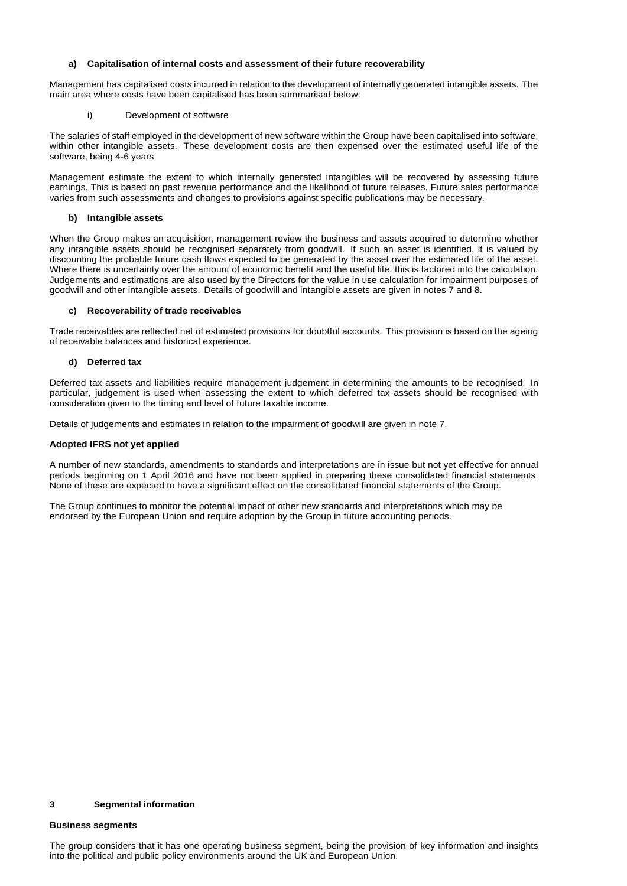#### a) Capitalisation of internal costs and assessment of their future recoverability

Management has capitalised costs incurred in relation to the development of internally generated intangible assets. The main area where costs have been capitalised has been summarised below:

i) Development of software

The salaries of staff employed in the development of new software within the Group have been capitalised into software, within other intangible assets. These development costs are then expensed over the estimated useful life of the software, being 4-6 years.

Management estimate the extent to which internally generated intangibles will be recovered by assessing future earnings. This is based on past revenue performance and the likelihood of future releases. Future sales performance varies from such assessments and changes to provisions against specific publications may be necessary.

#### b) Intangible assets

When the Group makes an acquisition, management review the business and assets acquired to determine whether any intangible assets should be recognised separately from goodwill. If such an asset is identified, it is valued by discounting the probable future cash flows expected to be generated by the asset over the estimated life of the asset. Where there is uncertainty over the amount of economic benefit and the useful life, this is factored into the calculation. Judgements and estimations are also used by the Directors for the value in use calculation for impairment purposes of goodwill and other intangible assets. Details of goodwill and intangible assets are given in notes 7 and 8.

#### c) Recoverability of trade receivables

Trade receivables are reflected net of estimated provisions for doubtful accounts. This provision is based on the ageing of receivable balances and historical experience.

#### d) Deferred tax

Deferred tax assets and liabilities require management judgement in determining the amounts to be recognised. In particular, judgement is used when assessing the extent to which deferred tax assets should be recognised with consideration given to the timing and level of future taxable income.

Details of judgements and estimates in relation to the impairment of goodwill are given in note 7.

### Adopted IFRS not yet applied

A number of new standards, amendments to standards and interpretations are in issue but not yet effective for annual periods beginning on 1 April 2016 and have not been applied in preparing these consolidated financial statements. None of these are expected to have a significant effect on the consolidated financial statements of the Group.

The Group continues to monitor the potential impact of other new standards and interpretations which may be endorsed by the European Union and require adoption by the Group in future accounting periods.

## 3 Segmental information

### Business segments

The group considers that it has one operating business segment, being the provision of key information and insights into the political and public policy environments around the UK and European Union.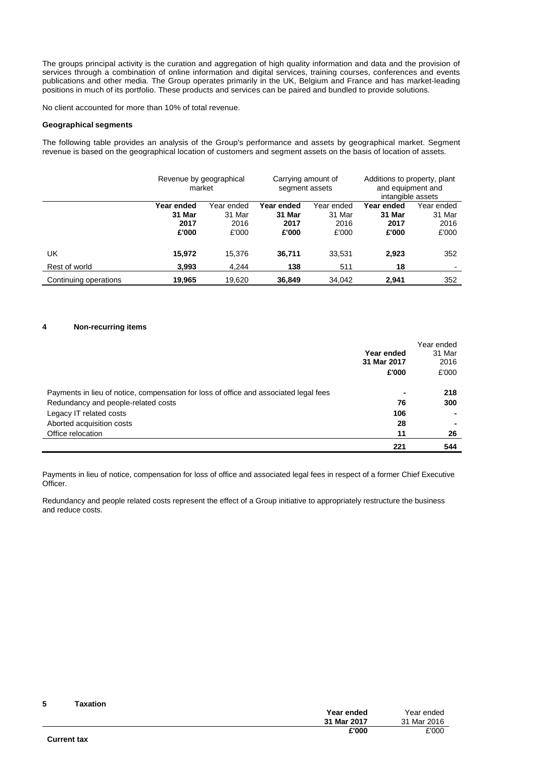The groups principal activity is the curation and aggregation of high quality information and data and the provision of services through a combination of online information and digital services, training courses, conferences and events publications and other media. The Group operates primarily in the UK, Belgium and France and has market-leading positions in much of its portfolio. These products and services can be paired and bundled to provide solutions.

No client accounted for more than 10% of total revenue.

**Geographical segments**

The following table provides an analysis of the Group's performance and assets by geographical market. Segment revenue is based on the geographical location of customers and segment assets on the basis of location of assets.

| | Revenue by geographical market | | Carrying amount of segment assets | | Additions to property, plant and equipment and intangible assets | |
|---|---|---|---|---|---|---|
| | **Year ended 31 Mar 2017 £'000** | Year ended 31 Mar 2016 £'000 | **Year ended 31 Mar 2017 £'000** | Year ended 31 Mar 2016 £'000 | **Year ended 31 Mar 2017 £'000** | Year ended 31 Mar 2016 £'000 |
| UK | **15,972** | 15,376 | **36,711** | 33,531 | **2,923** | 352 |
| Rest of world | **3,993** | 4,244 | **138** | 511 | **18** | - |
| Continuing operations | **19,965** | 19,620 | **36,849** | 34,042 | **2,941** | 352 |

## 4 Non-recurring items

| | **Year ended 31 Mar 2017 £'000** | Year ended 31 Mar 2016 £'000 |
|---|---|---|
| Payments in lieu of notice, compensation for loss of office and associated legal fees | **-** | **218** |
| Redundancy and people-related costs | **76** | **300** |
| Legacy IT related costs | **106** | **-** |
| Aborted acquisition costs | **28** | **-** |
| Office relocation | **11** | **26** |
| | **221** | **544** |

Payments in lieu of notice, compensation for loss of office and associated legal fees in respect of a former Chief Executive Officer.

Redundancy and people related costs represent the effect of a Group initiative to appropriately restructure the business and reduce costs.

## 5 Taxation

| | **Year ended 31 Mar 2017 £'000** | Year ended 31 Mar 2016 £'000 |
|---|---|---|
| **Current tax** | | |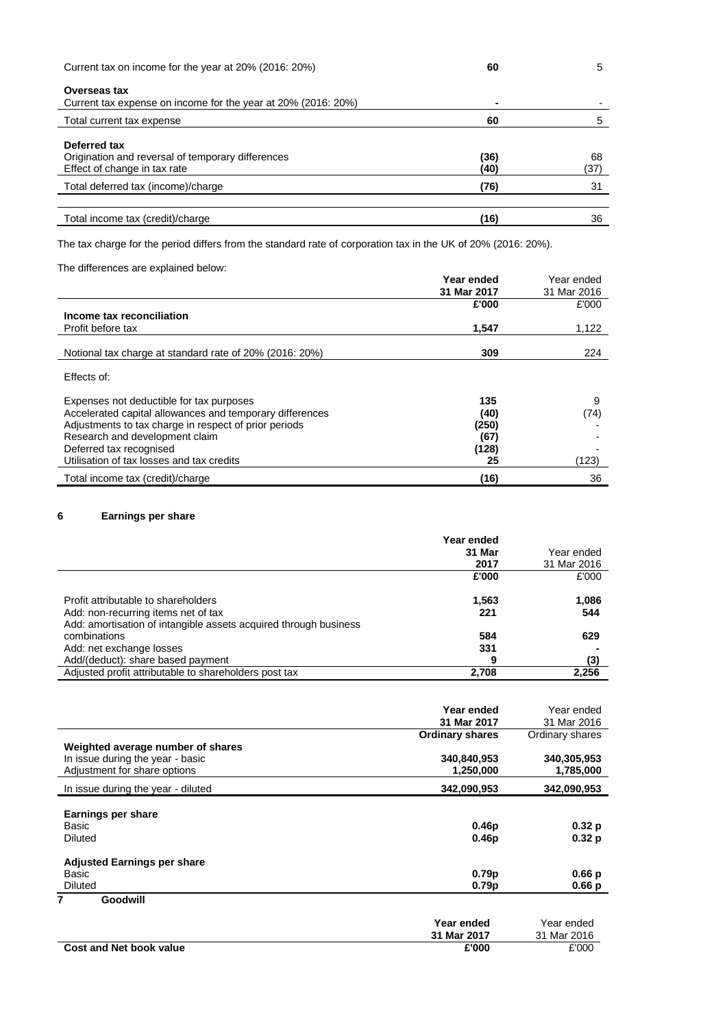| | | |
|---|---|---|
| Current tax on income for the year at 20% (2016: 20%) | **60** | 5 |
| **Overseas tax** | | |
| Current tax expense on income for the year at 20% (2016: 20%) | **-** | - |
| Total current tax expense | **60** | 5 |
| **Deferred tax** | | |
| Origination and reversal of temporary differences | **(36)** | 68 |
| Effect of change in tax rate | **(40)** | (37) |
| Total deferred tax (income)/charge | **(76)** | 31 |
| Total income tax (credit)/charge | **(16)** | 36 |

The tax charge for the period differs from the standard rate of corporation tax in the UK of 20% (2016: 20%).

The differences are explained below:

| | **Year ended 31 Mar 2017** | Year ended 31 Mar 2016 |
|---|---|---|
| | **£'000** | £'000 |
| **Income tax reconciliation** | | |
| Profit before tax | **1,547** | 1,122 |
| Notional tax charge at standard rate of 20% (2016: 20%) | **309** | 224 |
| Effects of: | | |
| Expenses not deductible for tax purposes | **135** | 9 |
| Accelerated capital allowances and temporary differences | **(40)** | (74) |
| Adjustments to tax charge in respect of prior periods | **(250)** | - |
| Research and development claim | **(67)** | - |
| Deferred tax recognised | **(128)** | - |
| Utilisation of tax losses and tax credits | **25** | (123) |
| Total income tax (credit)/charge | **(16)** | 36 |

## 6 Earnings per share

| | **Year ended 31 Mar 2017** | Year ended 31 Mar 2016 |
|---|---|---|
| | **£'000** | £'000 |
| Profit attributable to shareholders | **1,563** | **1,086** |
| Add: non-recurring items net of tax | **221** | **544** |
| Add: amortisation of intangible assets acquired through business combinations | **584** | **629** |
| Add: net exchange losses | **331** | **-** |
| Add/(deduct): share based payment | **9** | **(3)** |
| Adjusted profit attributable to shareholders post tax | **2,708** | **2,256** |

| | **Year ended 31 Mar 2017** | Year ended 31 Mar 2016 |
|---|---|---|
| | **Ordinary shares** | Ordinary shares |
| **Weighted average number of shares** | | |
| In issue during the year - basic | **340,840,953** | **340,305,953** |
| Adjustment for share options | **1,250,000** | **1,785,000** |
| In issue during the year - diluted | **342,090,953** | **342,090,953** |
| **Earnings per share** | | |
| Basic | **0.46p** | **0.32 p** |
| Diluted | **0.46p** | **0.32 p** |
| **Adjusted Earnings per share** | | |
| Basic | **0.79p** | **0.66 p** |
| Diluted | **0.79p** | **0.66 p** |

## 7 Goodwill

| | **Year ended 31 Mar 2017** | Year ended 31 Mar 2016 |
|---|---|---|
| **Cost and Net book value** | **£'000** | £'000 |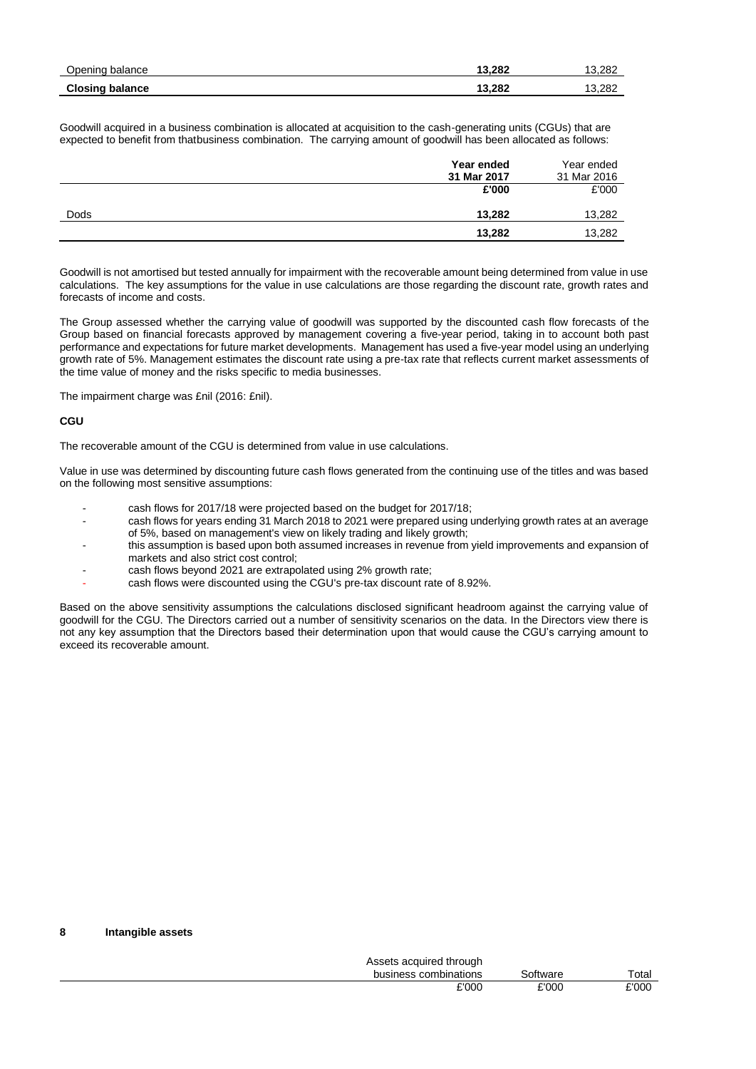| | | |
|---|---|---|
| Opening balance | **13,282** | 13,282 |
| **Closing balance** | **13,282** | 13,282 |

Goodwill acquired in a business combination is allocated at acquisition to the cash-generating units (CGUs) that are expected to benefit from thatbusiness combination. The carrying amount of goodwill has been allocated as follows:

| | **Year ended 31 Mar 2017** | Year ended 31 Mar 2016 |
|---|---|---|
| | **£'000** | £'000 |
| Dods | **13,282** | 13,282 |
| | **13,282** | 13,282 |

Goodwill is not amortised but tested annually for impairment with the recoverable amount being determined from value in use calculations. The key assumptions for the value in use calculations are those regarding the discount rate, growth rates and forecasts of income and costs.

The Group assessed whether the carrying value of goodwill was supported by the discounted cash flow forecasts of the Group based on financial forecasts approved by management covering a five-year period, taking in to account both past performance and expectations for future market developments. Management has used a five-year model using an underlying growth rate of 5%. Management estimates the discount rate using a pre-tax rate that reflects current market assessments of the time value of money and the risks specific to media businesses.

The impairment charge was £nil (2016: £nil).

**CGU**

The recoverable amount of the CGU is determined from value in use calculations.

Value in use was determined by discounting future cash flows generated from the continuing use of the titles and was based on the following most sensitive assumptions:

- cash flows for 2017/18 were projected based on the budget for 2017/18;
- cash flows for years ending 31 March 2018 to 2021 were prepared using underlying growth rates at an average of 5%, based on management's view on likely trading and likely growth;
- this assumption is based upon both assumed increases in revenue from yield improvements and expansion of markets and also strict cost control;
- cash flows beyond 2021 are extrapolated using 2% growth rate;
- cash flows were discounted using the CGU's pre-tax discount rate of 8.92%.

Based on the above sensitivity assumptions the calculations disclosed significant headroom against the carrying value of goodwill for the CGU. The Directors carried out a number of sensitivity scenarios on the data. In the Directors view there is not any key assumption that the Directors based their determination upon that would cause the CGU's carrying amount to exceed its recoverable amount.

## 8 Intangible assets

| | Assets acquired through business combinations | Software | Total |
|---|---|---|---|
| | £'000 | £'000 | £'000 |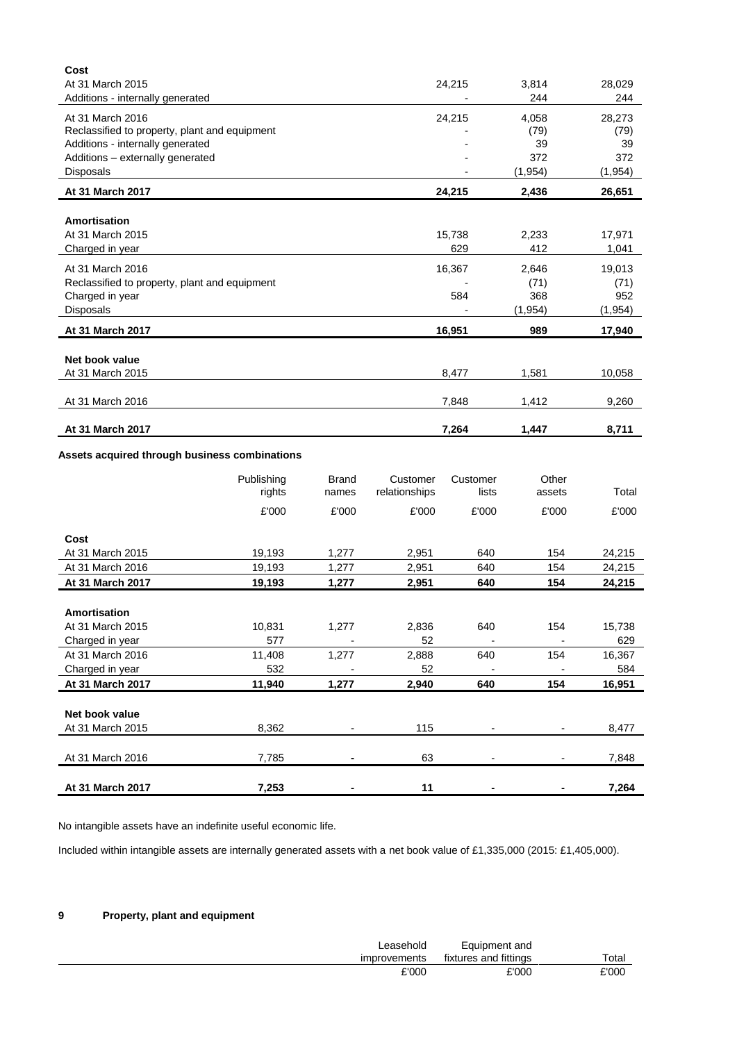| | | | |
|---|---|---|---|
| **Cost** | | | |
| At 31 March 2015 | 24,215 | 3,814 | 28,029 |
| Additions - internally generated | - | 244 | 244 |
| At 31 March 2016 | 24,215 | 4,058 | 28,273 |
| Reclassified to property, plant and equipment | - | (79) | (79) |
| Additions - internally generated | - | 39 | 39 |
| Additions – externally generated | - | 372 | 372 |
| Disposals | - | (1,954) | (1,954) |
| **At 31 March 2017** | **24,215** | **2,436** | **26,651** |
| | | | |
| **Amortisation** | | | |
| At 31 March 2015 | 15,738 | 2,233 | 17,971 |
| Charged in year | 629 | 412 | 1,041 |
| At 31 March 2016 | 16,367 | 2,646 | 19,013 |
| Reclassified to property, plant and equipment | - | (71) | (71) |
| Charged in year | 584 | 368 | 952 |
| Disposals | - | (1,954) | (1,954) |
| **At 31 March 2017** | **16,951** | **989** | **17,940** |
| | | | |
| **Net book value** | | | |
| At 31 March 2015 | 8,477 | 1,581 | 10,058 |
| At 31 March 2016 | 7,848 | 1,412 | 9,260 |
| **At 31 March 2017** | **7,264** | **1,447** | **8,711** |

**Assets acquired through business combinations**

| | Publishing rights | Brand names | Customer relationships | Customer lists | Other assets | Total |
|---|---|---|---|---|---|---|
| | £'000 | £'000 | £'000 | £'000 | £'000 | £'000 |
| **Cost** | | | | | | |
| At 31 March 2015 | 19,193 | 1,277 | 2,951 | 640 | 154 | 24,215 |
| At 31 March 2016 | 19,193 | 1,277 | 2,951 | 640 | 154 | 24,215 |
| **At 31 March 2017** | **19,193** | **1,277** | **2,951** | **640** | **154** | **24,215** |
| | | | | | | |
| **Amortisation** | | | | | | |
| At 31 March 2015 | 10,831 | 1,277 | 2,836 | 640 | 154 | 15,738 |
| Charged in year | 577 | - | 52 | - | - | 629 |
| At 31 March 2016 | 11,408 | 1,277 | 2,888 | 640 | 154 | 16,367 |
| Charged in year | 532 | - | 52 | - | - | 584 |
| **At 31 March 2017** | **11,940** | **1,277** | **2,940** | **640** | **154** | **16,951** |
| | | | | | | |
| **Net book value** | | | | | | |
| At 31 March 2015 | 8,362 | - | 115 | - | - | 8,477 |
| At 31 March 2016 | 7,785 | **-** | 63 | - | - | 7,848 |
| **At 31 March 2017** | **7,253** | **-** | **11** | **-** | **-** | **7,264** |

No intangible assets have an indefinite useful economic life.

Included within intangible assets are internally generated assets with a net book value of £1,335,000 (2015: £1,405,000).

## 9 Property, plant and equipment

| | Leasehold improvements | Equipment and fixtures and fittings | Total |
|---|---|---|---|
| | £'000 | £'000 | £'000 |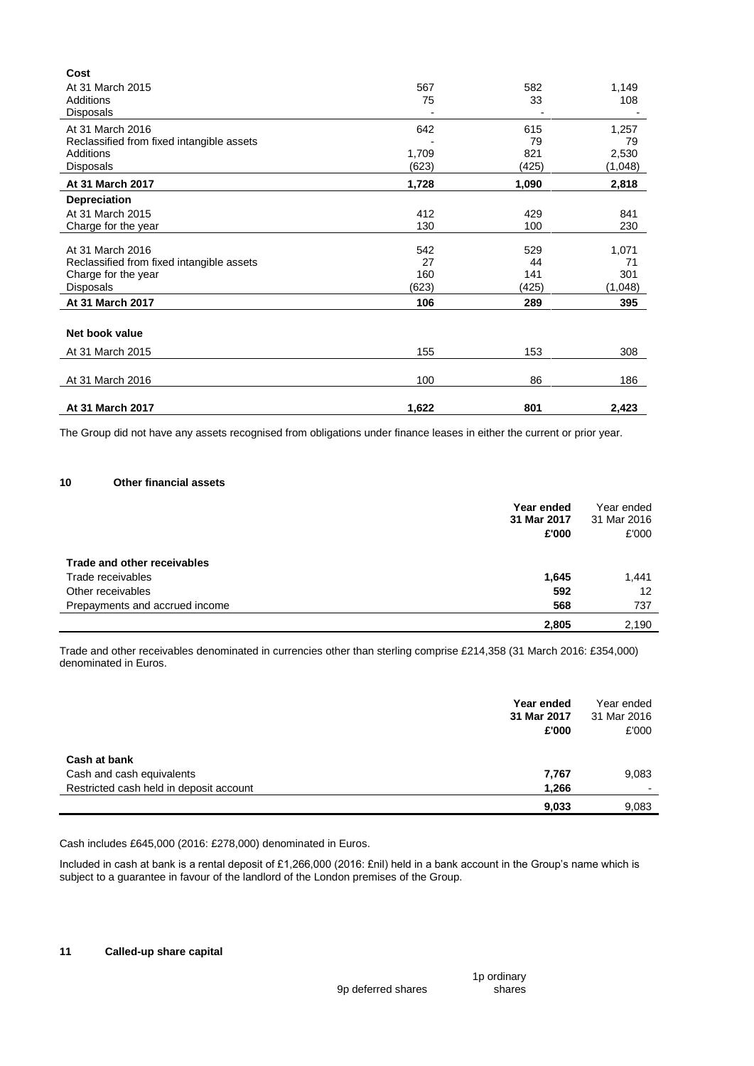| | | | |
|---|---|---|---|
| **Cost** | | | |
| At 31 March 2015 | 567 | 582 | 1,149 |
| Additions | 75 | 33 | 108 |
| Disposals | - | - | - |
| At 31 March 2016 | 642 | 615 | 1,257 |
| Reclassified from fixed intangible assets | - | 79 | 79 |
| Additions | 1,709 | 821 | 2,530 |
| Disposals | (623) | (425) | (1,048) |
| **At 31 March 2017** | **1,728** | **1,090** | **2,818** |
| **Depreciation** | | | |
| At 31 March 2015 | 412 | 429 | 841 |
| Charge for the year | 130 | 100 | 230 |
| At 31 March 2016 | 542 | 529 | 1,071 |
| Reclassified from fixed intangible assets | 27 | 44 | 71 |
| Charge for the year | 160 | 141 | 301 |
| Disposals | (623) | (425) | (1,048) |
| **At 31 March 2017** | **106** | **289** | **395** |
| **Net book value** | | | |
| At 31 March 2015 | 155 | 153 | 308 |
| At 31 March 2016 | 100 | 86 | 186 |
| **At 31 March 2017** | **1,622** | **801** | **2,423** |

The Group did not have any assets recognised from obligations under finance leases in either the current or prior year.

### 10 Other financial assets

| | **Year ended 31 Mar 2017 £'000** | Year ended 31 Mar 2016 £'000 |
|---|---|---|
| **Trade and other receivables** | | |
| Trade receivables | **1,645** | 1,441 |
| Other receivables | **592** | 12 |
| Prepayments and accrued income | **568** | 737 |
| | **2,805** | 2,190 |

Trade and other receivables denominated in currencies other than sterling comprise £214,358 (31 March 2016: £354,000) denominated in Euros.

| | **Year ended 31 Mar 2017 £'000** | Year ended 31 Mar 2016 £'000 |
|---|---|---|
| **Cash at bank** | | |
| Cash and cash equivalents | **7,767** | 9,083 |
| Restricted cash held in deposit account | **1,266** | - |
| | **9,033** | 9,083 |

Cash includes £645,000 (2016: £278,000) denominated in Euros.

Included in cash at bank is a rental deposit of £1,266,000 (2016: £nil) held in a bank account in the Group's name which is subject to a guarantee in favour of the landlord of the London premises of the Group.

### 11 Called-up share capital

| 9p deferred shares | 1p ordinary shares |
|---|---|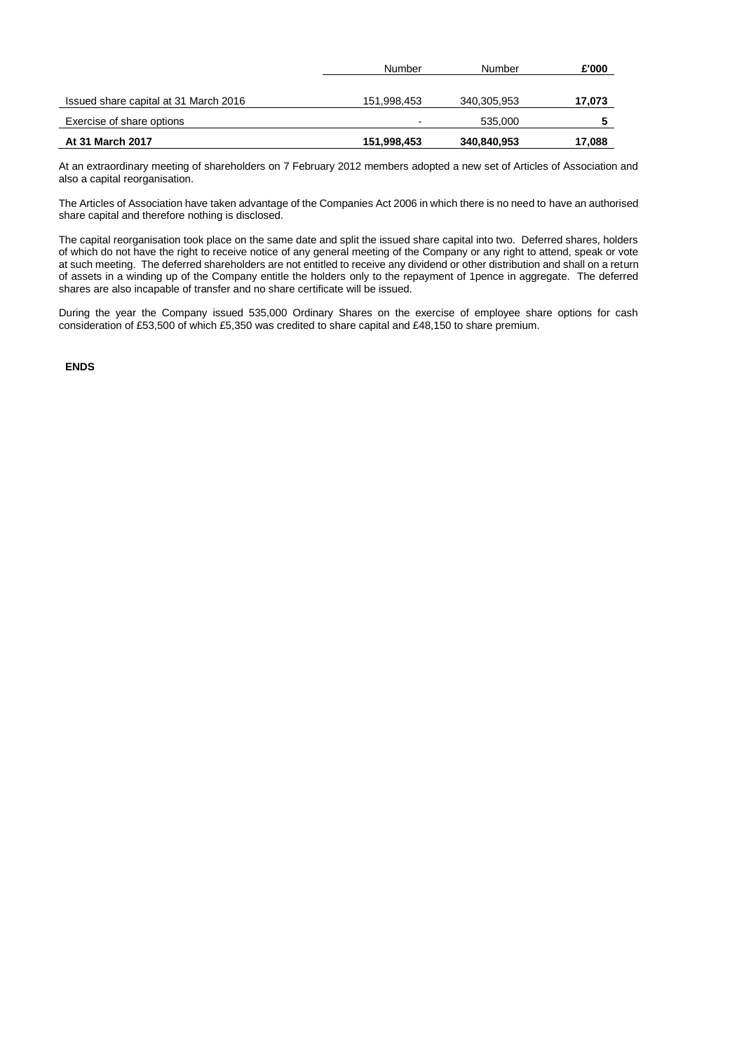| | Number | Number | £'000 |
|---|---|---|---|
| Issued share capital at 31 March 2016 | 151,998,453 | 340,305,953 | **17,073** |
| Exercise of share options | - | 535,000 | **5** |
| **At 31 March 2017** | **151,998,453** | **340,840,953** | **17,088** |

At an extraordinary meeting of shareholders on 7 February 2012 members adopted a new set of Articles of Association and also a capital reorganisation.

The Articles of Association have taken advantage of the Companies Act 2006 in which there is no need to have an authorised share capital and therefore nothing is disclosed.

The capital reorganisation took place on the same date and split the issued share capital into two. Deferred shares, holders of which do not have the right to receive notice of any general meeting of the Company or any right to attend, speak or vote at such meeting. The deferred shareholders are not entitled to receive any dividend or other distribution and shall on a return of assets in a winding up of the Company entitle the holders only to the repayment of 1pence in aggregate. The deferred shares are also incapable of transfer and no share certificate will be issued.

During the year the Company issued 535,000 Ordinary Shares on the exercise of employee share options for cash consideration of £53,500 of which £5,350 was credited to share capital and £48,150 to share premium.

**ENDS**